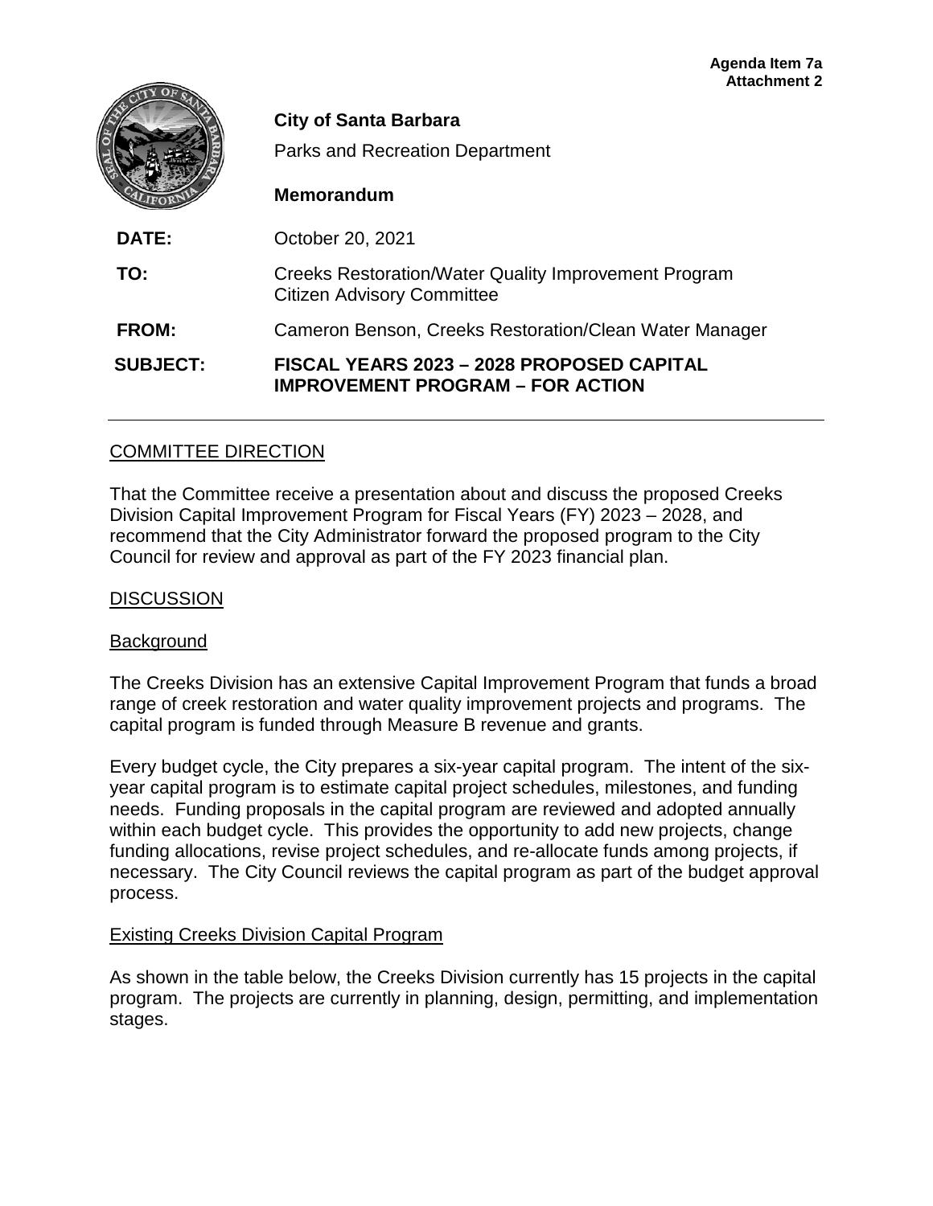**Agenda Item 7a**
**Attachment 2**

**City of Santa Barbara**

Parks and Recreation Department

**Memorandum**

**DATE:** October 20, 2021

**TO:** Creeks Restoration/Water Quality Improvement Program Citizen Advisory Committee

**FROM:** Cameron Benson, Creeks Restoration/Clean Water Manager

**SUBJECT:** **FISCAL YEARS 2023 – 2028 PROPOSED CAPITAL IMPROVEMENT PROGRAM – FOR ACTION**

---

## COMMITTEE DIRECTION

That the Committee receive a presentation about and discuss the proposed Creeks Division Capital Improvement Program for Fiscal Years (FY) 2023 – 2028, and recommend that the City Administrator forward the proposed program to the City Council for review and approval as part of the FY 2023 financial plan.

## DISCUSSION

### Background

The Creeks Division has an extensive Capital Improvement Program that funds a broad range of creek restoration and water quality improvement projects and programs. The capital program is funded through Measure B revenue and grants.

Every budget cycle, the City prepares a six-year capital program. The intent of the six-year capital program is to estimate capital project schedules, milestones, and funding needs. Funding proposals in the capital program are reviewed and adopted annually within each budget cycle. This provides the opportunity to add new projects, change funding allocations, revise project schedules, and re-allocate funds among projects, if necessary. The City Council reviews the capital program as part of the budget approval process.

### Existing Creeks Division Capital Program

As shown in the table below, the Creeks Division currently has 15 projects in the capital program. The projects are currently in planning, design, permitting, and implementation stages.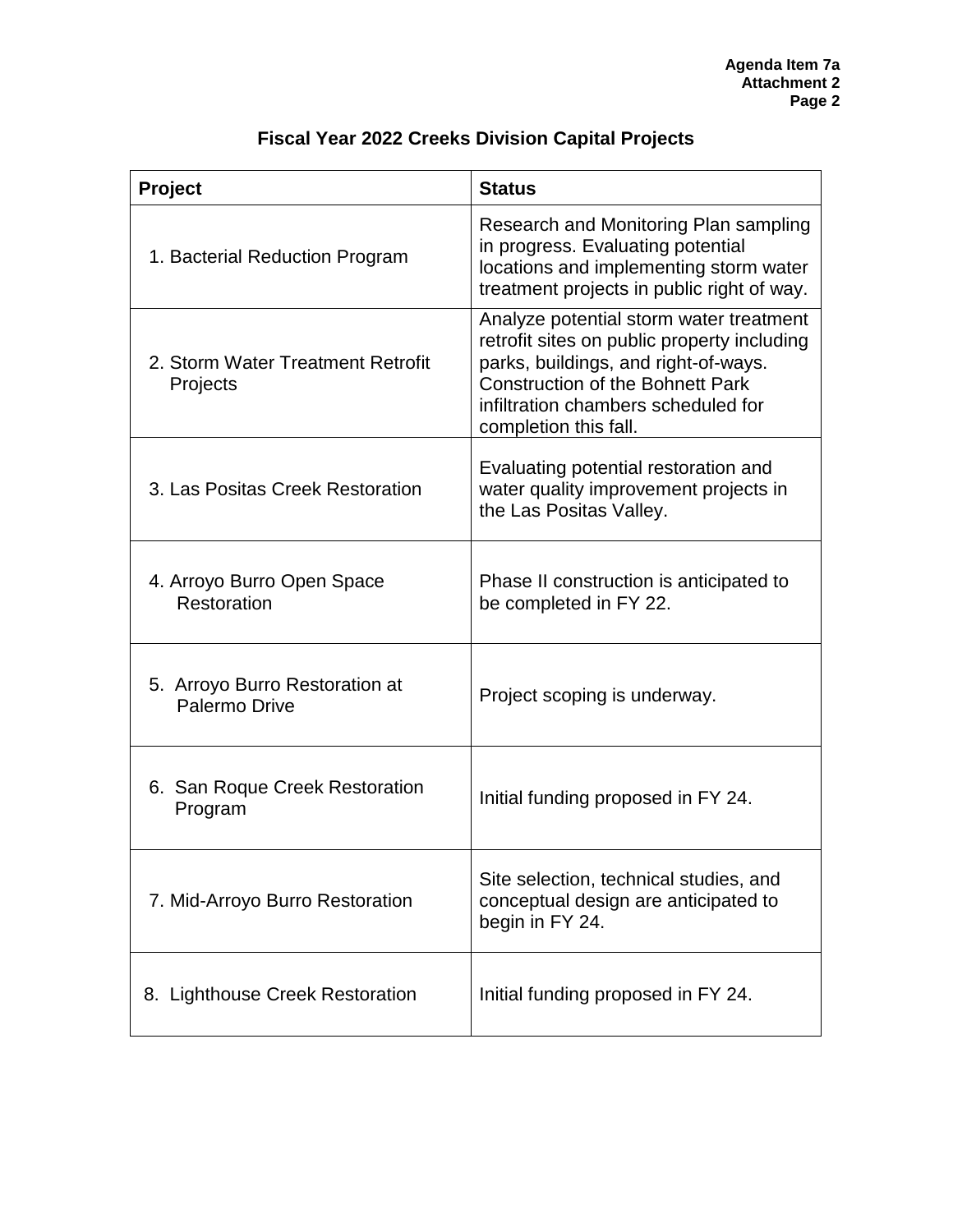# Fiscal Year 2022 Creeks Division Capital Projects

| Project | Status |
|---|---|
| 1. Bacterial Reduction Program | Research and Monitoring Plan sampling in progress. Evaluating potential locations and implementing storm water treatment projects in public right of way. |
| 2. Storm Water Treatment Retrofit Projects | Analyze potential storm water treatment retrofit sites on public property including parks, buildings, and right-of-ways. Construction of the Bohnett Park infiltration chambers scheduled for completion this fall. |
| 3. Las Positas Creek Restoration | Evaluating potential restoration and water quality improvement projects in the Las Positas Valley. |
| 4. Arroyo Burro Open Space Restoration | Phase II construction is anticipated to be completed in FY 22. |
| 5. Arroyo Burro Restoration at Palermo Drive | Project scoping is underway. |
| 6. San Roque Creek Restoration Program | Initial funding proposed in FY 24. |
| 7. Mid-Arroyo Burro Restoration | Site selection, technical studies, and conceptual design are anticipated to begin in FY 24. |
| 8. Lighthouse Creek Restoration | Initial funding proposed in FY 24. |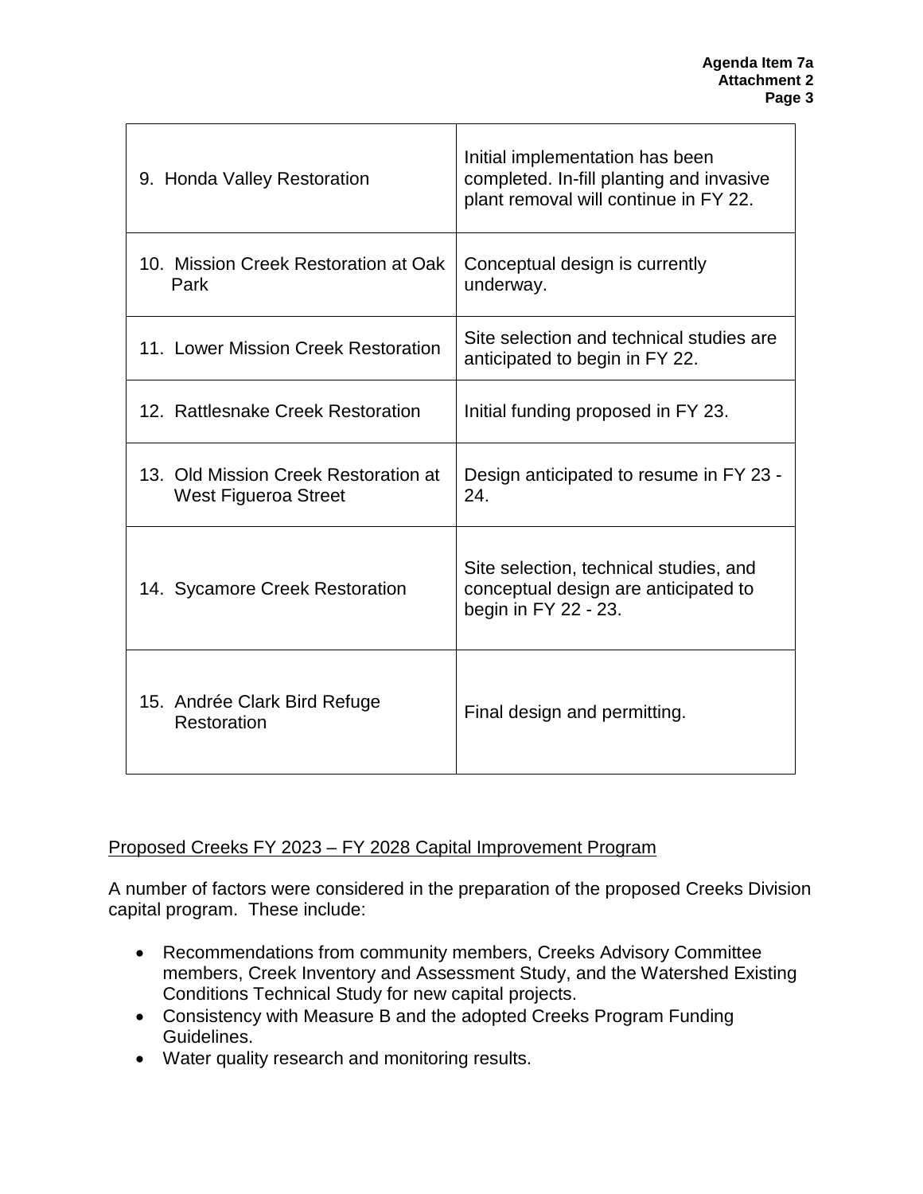| | |
|---|---|
| 9. Honda Valley Restoration | Initial implementation has been completed. In-fill planting and invasive plant removal will continue in FY 22. |
| 10. Mission Creek Restoration at Oak Park | Conceptual design is currently underway. |
| 11. Lower Mission Creek Restoration | Site selection and technical studies are anticipated to begin in FY 22. |
| 12. Rattlesnake Creek Restoration | Initial funding proposed in FY 23. |
| 13. Old Mission Creek Restoration at West Figueroa Street | Design anticipated to resume in FY 23 - 24. |
| 14. Sycamore Creek Restoration | Site selection, technical studies, and conceptual design are anticipated to begin in FY 22 - 23. |
| 15. Andrée Clark Bird Refuge Restoration | Final design and permitting. |

## Proposed Creeks FY 2023 – FY 2028 Capital Improvement Program

A number of factors were considered in the preparation of the proposed Creeks Division capital program. These include:

- Recommendations from community members, Creeks Advisory Committee members, Creek Inventory and Assessment Study, and the Watershed Existing Conditions Technical Study for new capital projects.
- Consistency with Measure B and the adopted Creeks Program Funding Guidelines.
- Water quality research and monitoring results.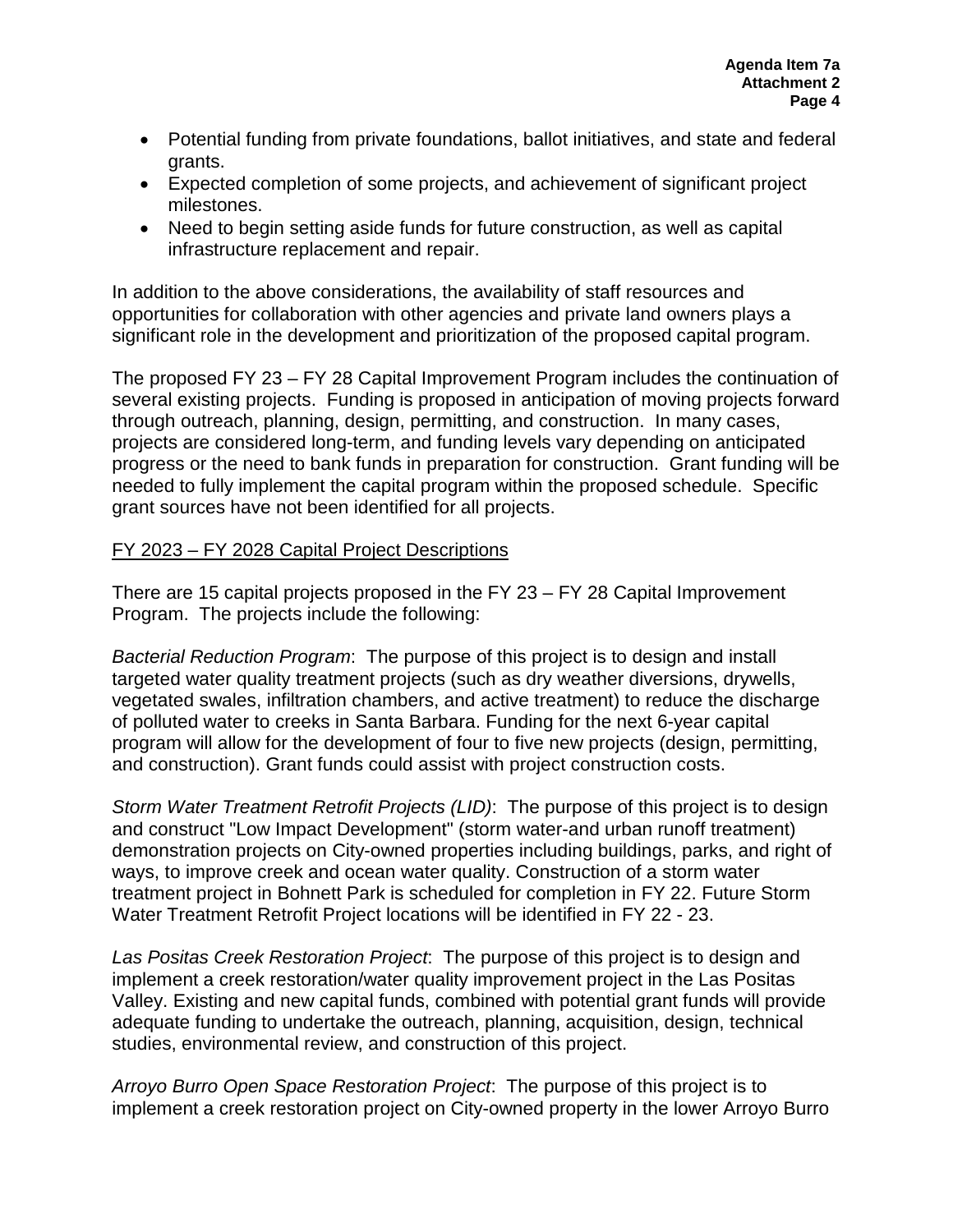- Potential funding from private foundations, ballot initiatives, and state and federal grants.
- Expected completion of some projects, and achievement of significant project milestones.
- Need to begin setting aside funds for future construction, as well as capital infrastructure replacement and repair.

In addition to the above considerations, the availability of staff resources and opportunities for collaboration with other agencies and private land owners plays a significant role in the development and prioritization of the proposed capital program.

The proposed FY 23 – FY 28 Capital Improvement Program includes the continuation of several existing projects. Funding is proposed in anticipation of moving projects forward through outreach, planning, design, permitting, and construction. In many cases, projects are considered long-term, and funding levels vary depending on anticipated progress or the need to bank funds in preparation for construction. Grant funding will be needed to fully implement the capital program within the proposed schedule. Specific grant sources have not been identified for all projects.

<u>FY 2023 – FY 2028 Capital Project Descriptions</u>

There are 15 capital projects proposed in the FY 23 – FY 28 Capital Improvement Program. The projects include the following:

*Bacterial Reduction Program*: The purpose of this project is to design and install targeted water quality treatment projects (such as dry weather diversions, drywells, vegetated swales, infiltration chambers, and active treatment) to reduce the discharge of polluted water to creeks in Santa Barbara. Funding for the next 6-year capital program will allow for the development of four to five new projects (design, permitting, and construction). Grant funds could assist with project construction costs.

*Storm Water Treatment Retrofit Projects (LID)*: The purpose of this project is to design and construct "Low Impact Development" (storm water-and urban runoff treatment) demonstration projects on City-owned properties including buildings, parks, and right of ways, to improve creek and ocean water quality. Construction of a storm water treatment project in Bohnett Park is scheduled for completion in FY 22. Future Storm Water Treatment Retrofit Project locations will be identified in FY 22 - 23.

*Las Positas Creek Restoration Project*: The purpose of this project is to design and implement a creek restoration/water quality improvement project in the Las Positas Valley. Existing and new capital funds, combined with potential grant funds will provide adequate funding to undertake the outreach, planning, acquisition, design, technical studies, environmental review, and construction of this project.

*Arroyo Burro Open Space Restoration Project*: The purpose of this project is to implement a creek restoration project on City-owned property in the lower Arroyo Burro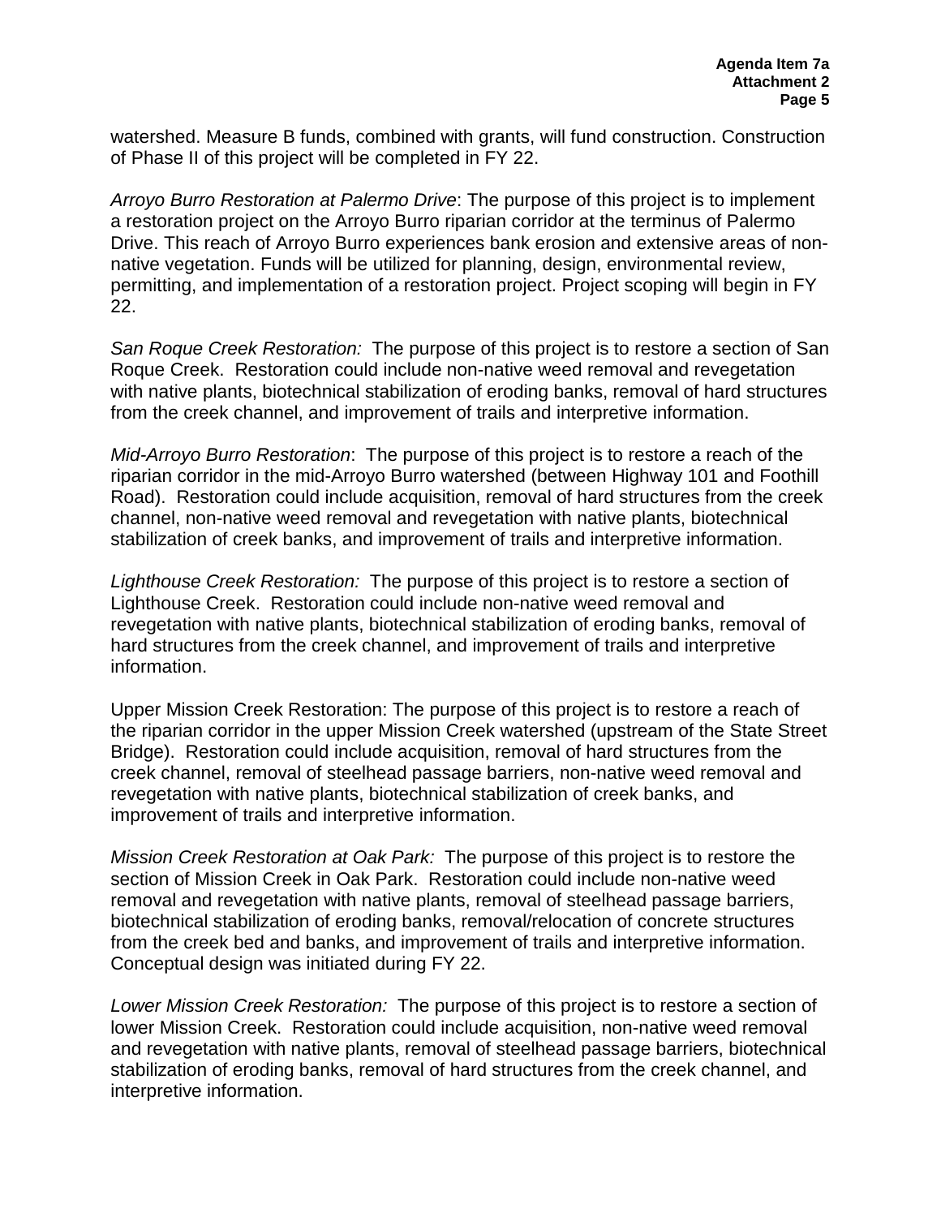watershed. Measure B funds, combined with grants, will fund construction. Construction of Phase II of this project will be completed in FY 22.

*Arroyo Burro Restoration at Palermo Drive*: The purpose of this project is to implement a restoration project on the Arroyo Burro riparian corridor at the terminus of Palermo Drive. This reach of Arroyo Burro experiences bank erosion and extensive areas of non-native vegetation. Funds will be utilized for planning, design, environmental review, permitting, and implementation of a restoration project. Project scoping will begin in FY 22.

*San Roque Creek Restoration:* The purpose of this project is to restore a section of San Roque Creek. Restoration could include non-native weed removal and revegetation with native plants, biotechnical stabilization of eroding banks, removal of hard structures from the creek channel, and improvement of trails and interpretive information.

*Mid-Arroyo Burro Restoration*: The purpose of this project is to restore a reach of the riparian corridor in the mid-Arroyo Burro watershed (between Highway 101 and Foothill Road). Restoration could include acquisition, removal of hard structures from the creek channel, non-native weed removal and revegetation with native plants, biotechnical stabilization of creek banks, and improvement of trails and interpretive information.

*Lighthouse Creek Restoration:* The purpose of this project is to restore a section of Lighthouse Creek. Restoration could include non-native weed removal and revegetation with native plants, biotechnical stabilization of eroding banks, removal of hard structures from the creek channel, and improvement of trails and interpretive information.

Upper Mission Creek Restoration: The purpose of this project is to restore a reach of the riparian corridor in the upper Mission Creek watershed (upstream of the State Street Bridge). Restoration could include acquisition, removal of hard structures from the creek channel, removal of steelhead passage barriers, non-native weed removal and revegetation with native plants, biotechnical stabilization of creek banks, and improvement of trails and interpretive information.

*Mission Creek Restoration at Oak Park:* The purpose of this project is to restore the section of Mission Creek in Oak Park. Restoration could include non-native weed removal and revegetation with native plants, removal of steelhead passage barriers, biotechnical stabilization of eroding banks, removal/relocation of concrete structures from the creek bed and banks, and improvement of trails and interpretive information. Conceptual design was initiated during FY 22.

*Lower Mission Creek Restoration:* The purpose of this project is to restore a section of lower Mission Creek. Restoration could include acquisition, non-native weed removal and revegetation with native plants, removal of steelhead passage barriers, biotechnical stabilization of eroding banks, removal of hard structures from the creek channel, and interpretive information.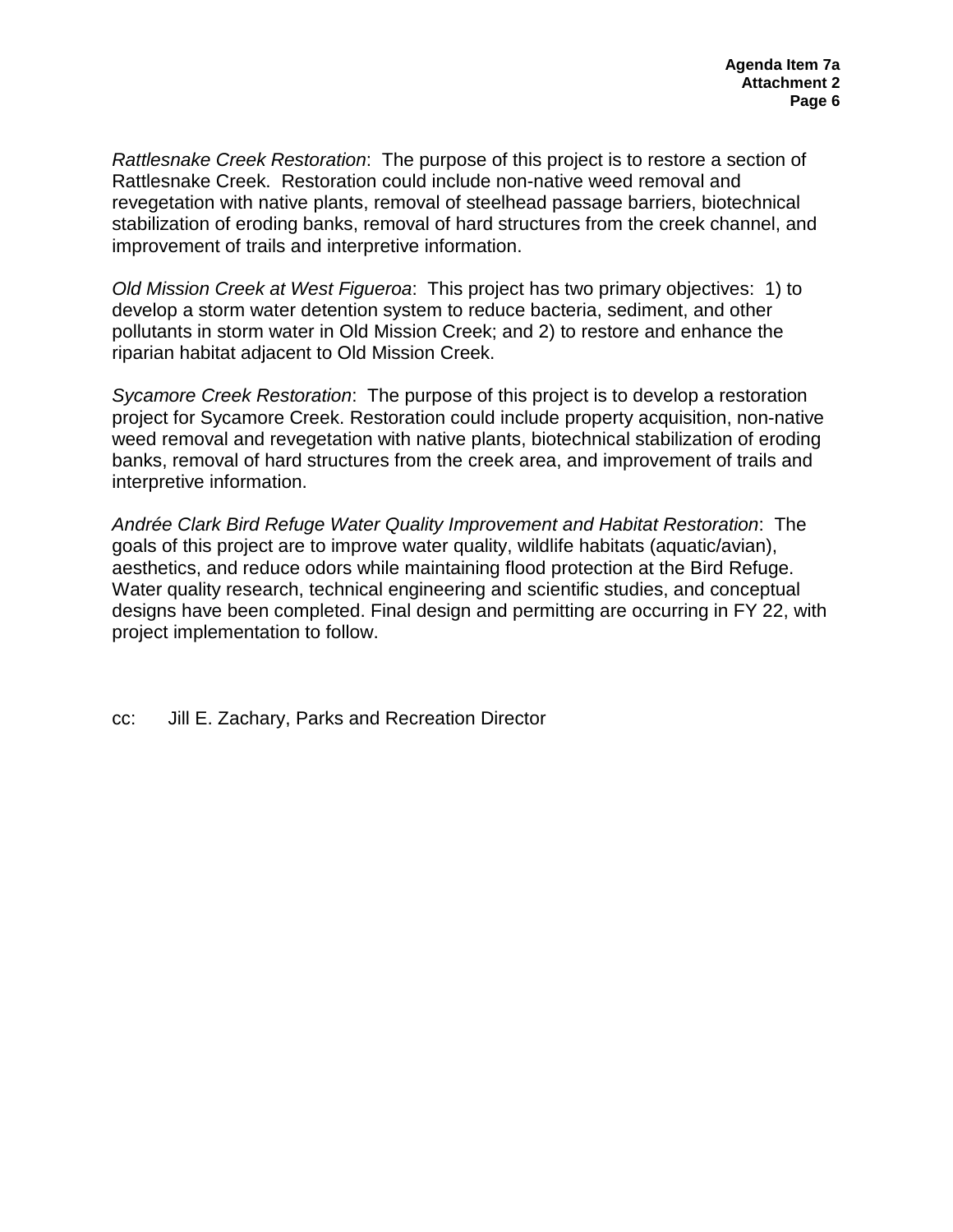*Rattlesnake Creek Restoration*: The purpose of this project is to restore a section of Rattlesnake Creek. Restoration could include non-native weed removal and revegetation with native plants, removal of steelhead passage barriers, biotechnical stabilization of eroding banks, removal of hard structures from the creek channel, and improvement of trails and interpretive information.

*Old Mission Creek at West Figueroa*: This project has two primary objectives: 1) to develop a storm water detention system to reduce bacteria, sediment, and other pollutants in storm water in Old Mission Creek; and 2) to restore and enhance the riparian habitat adjacent to Old Mission Creek.

*Sycamore Creek Restoration*: The purpose of this project is to develop a restoration project for Sycamore Creek. Restoration could include property acquisition, non-native weed removal and revegetation with native plants, biotechnical stabilization of eroding banks, removal of hard structures from the creek area, and improvement of trails and interpretive information.

*Andrée Clark Bird Refuge Water Quality Improvement and Habitat Restoration*: The goals of this project are to improve water quality, wildlife habitats (aquatic/avian), aesthetics, and reduce odors while maintaining flood protection at the Bird Refuge. Water quality research, technical engineering and scientific studies, and conceptual designs have been completed. Final design and permitting are occurring in FY 22, with project implementation to follow.

cc: Jill E. Zachary, Parks and Recreation Director